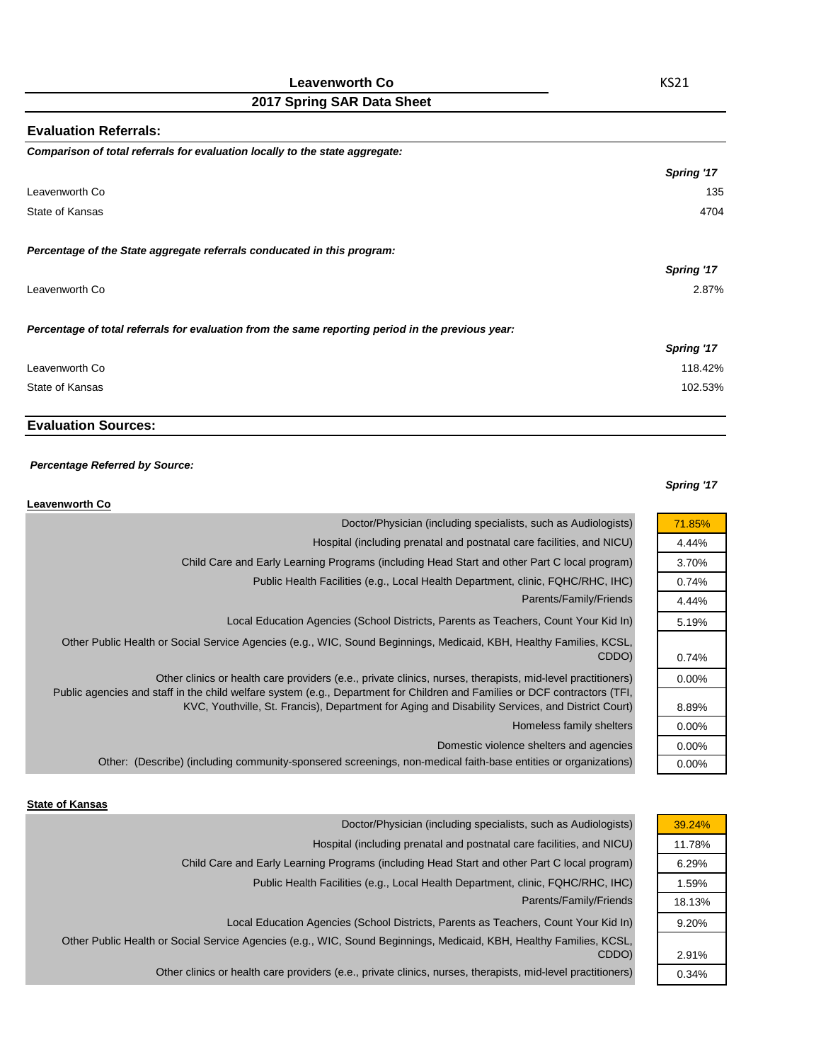# Leavenworth Co

KS21

## 2017 Spring SAR Data Sheet

### Evaluation Referrals:

***Comparison of total referrals for evaluation locally to the state aggregate:***

| | *Spring '17* |
|---|---|
| Leavenworth Co | 135 |
| State of Kansas | 4704 |

***Percentage of the State aggregate referrals conducated in this program:***

| | *Spring '17* |
|---|---|
| Leavenworth Co | 2.87% |

***Percentage of total referrals for evaluation from the same reporting period in the previous year:***

| | *Spring '17* |
|---|---|
| Leavenworth Co | 118.42% |
| State of Kansas | 102.53% |

### Evaluation Sources:

***Percentage Referred by Source:***

**Leavenworth Co**

| | *Spring '17* |
|---|---|
| Doctor/Physician (including specialists, such as Audiologists) | 71.85% |
| Hospital (including prenatal and postnatal care facilities, and NICU) | 4.44% |
| Child Care and Early Learning Programs (including Head Start and other Part C local program) | 3.70% |
| Public Health Facilities (e.g., Local Health Department, clinic, FQHC/RHC, IHC) | 0.74% |
| Parents/Family/Friends | 4.44% |
| Local Education Agencies (School Districts, Parents as Teachers, Count Your Kid In) | 5.19% |
| Other Public Health or Social Service Agencies (e.g., WIC, Sound Beginnings, Medicaid, KBH, Healthy Families, KCSL, CDDO) | 0.74% |
| Other clinics or health care providers (e.e., private clinics, nurses, therapists, mid-level practitioners) | 0.00% |
| Public agencies and staff in the child welfare system (e.g., Department for Children and Families or DCF contractors (TFI, KVC, Youthville, St. Francis), Department for Aging and Disability Services, and District Court) | 8.89% |
| Homeless family shelters | 0.00% |
| Domestic violence shelters and agencies | 0.00% |
| Other: (Describe) (including community-sponsered screenings, non-medical faith-base entities or organizations) | 0.00% |

**State of Kansas**

| | |
|---|---|
| Doctor/Physician (including specialists, such as Audiologists) | 39.24% |
| Hospital (including prenatal and postnatal care facilities, and NICU) | 11.78% |
| Child Care and Early Learning Programs (including Head Start and other Part C local program) | 6.29% |
| Public Health Facilities (e.g., Local Health Department, clinic, FQHC/RHC, IHC) | 1.59% |
| Parents/Family/Friends | 18.13% |
| Local Education Agencies (School Districts, Parents as Teachers, Count Your Kid In) | 9.20% |
| Other Public Health or Social Service Agencies (e.g., WIC, Sound Beginnings, Medicaid, KBH, Healthy Families, KCSL, CDDO) | 2.91% |
| Other clinics or health care providers (e.e., private clinics, nurses, therapists, mid-level practitioners) | 0.34% |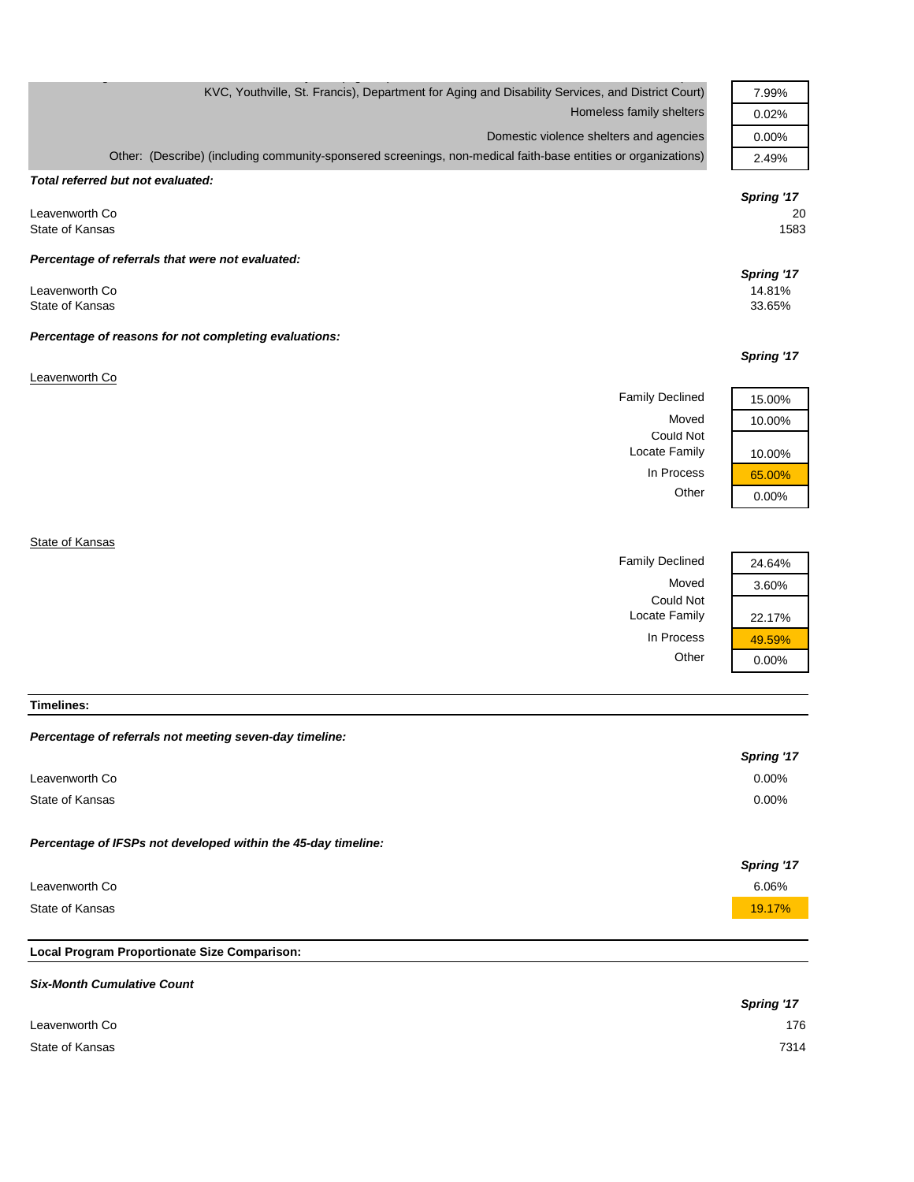| | |
|---|---|
| KVC, Youthville, St. Francis), Department for Aging and Disability Services, and District Court) | 7.99% |
| Homeless family shelters | 0.02% |
| Domestic violence shelters and agencies | 0.00% |
| Other: (Describe) (including community-sponsered screenings, non-medical faith-base entities or organizations) | 2.49% |

***Total referred but not evaluated:***

| | Spring '17 |
|---|---|
| Leavenworth Co | 20 |
| State of Kansas | 1583 |

***Percentage of referrals that were not evaluated:***

| | Spring '17 |
|---|---|
| Leavenworth Co | 14.81% |
| State of Kansas | 33.65% |

***Percentage of reasons for not completing evaluations:***

*Spring '17*

Leavenworth Co

| | Spring '17 |
|---|---|
| Family Declined | 15.00% |
| Moved | 10.00% |
| Could Not Locate Family | 10.00% |
| In Process | 65.00% |
| Other | 0.00% |

State of Kansas

| | Spring '17 |
|---|---|
| Family Declined | 24.64% |
| Moved | 3.60% |
| Could Not Locate Family | 22.17% |
| In Process | 49.59% |
| Other | 0.00% |

**Timelines:**

***Percentage of referrals not meeting seven-day timeline:***

| | Spring '17 |
|---|---|
| Leavenworth Co | 0.00% |
| State of Kansas | 0.00% |

***Percentage of IFSPs not developed within the 45-day timeline:***

| | Spring '17 |
|---|---|
| Leavenworth Co | 6.06% |
| State of Kansas | 19.17% |

**Local Program Proportionate Size Comparison:**

***Six-Month Cumulative Count***

| | Spring '17 |
|---|---|
| Leavenworth Co | 176 |
| State of Kansas | 7314 |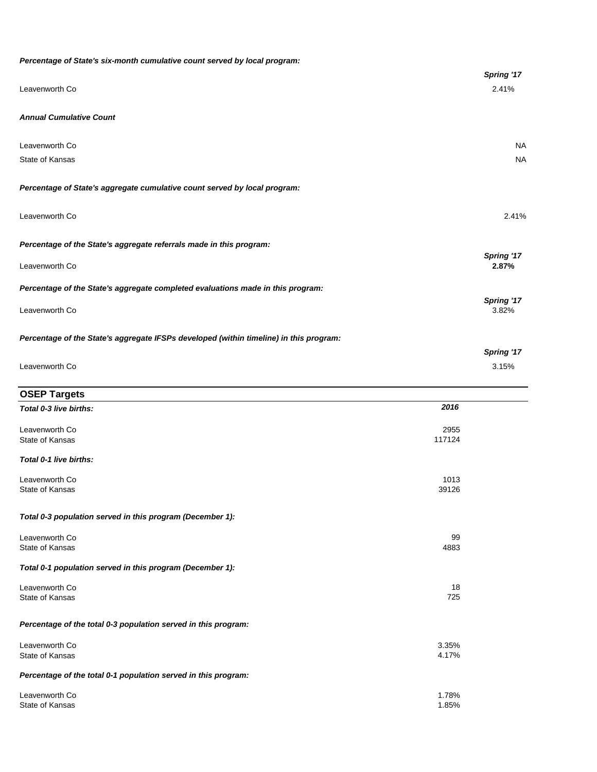***Percentage of State's six-month cumulative count served by local program:***

| | ***Spring '17*** |
|---|---|
| Leavenworth Co | 2.41% |

***Annual Cumulative Count***

| | |
|---|---|
| Leavenworth Co | NA |
| State of Kansas | NA |

***Percentage of State's aggregate cumulative count served by local program:***

| | |
|---|---|
| Leavenworth Co | 2.41% |

***Percentage of the State's aggregate referrals made in this program:***

| | ***Spring '17*** |
|---|---|
| Leavenworth Co | **2.87%** |

***Percentage of the State's aggregate completed evaluations made in this program:***

| | ***Spring '17*** |
|---|---|
| Leavenworth Co | 3.82% |

***Percentage of the State's aggregate IFSPs developed (within timeline) in this program:***

| | ***Spring '17*** |
|---|---|
| Leavenworth Co | 3.15% |

## OSEP Targets

| ***Total 0-3 live births:*** | ***2016*** |
|---|---|
| Leavenworth Co | 2955 |
| State of Kansas | 117124 |

***Total 0-1 live births:***

| | |
|---|---|
| Leavenworth Co | 1013 |
| State of Kansas | 39126 |

***Total 0-3 population served in this program (December 1):***

| | |
|---|---|
| Leavenworth Co | 99 |
| State of Kansas | 4883 |

***Total 0-1 population served in this program (December 1):***

| | |
|---|---|
| Leavenworth Co | 18 |
| State of Kansas | 725 |

***Percentage of the total 0-3 population served in this program:***

| | |
|---|---|
| Leavenworth Co | 3.35% |
| State of Kansas | 4.17% |

***Percentage of the total 0-1 population served in this program:***

| | |
|---|---|
| Leavenworth Co | 1.78% |
| State of Kansas | 1.85% |